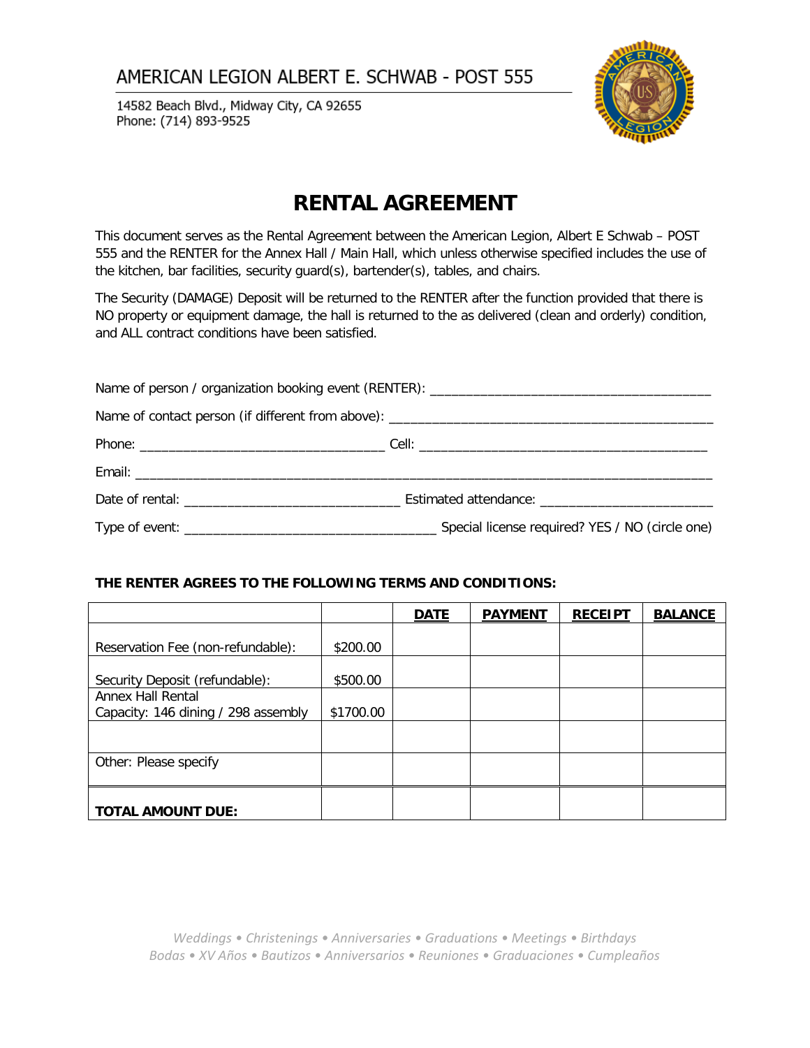AMERICAN LEGION ALBERT E. SCHWAB - POST 555

14582 Beach Blvd., Midway City, CA 92655
Phone: (714) 893-9525

# RENTAL AGREEMENT

This document serves as the Rental Agreement between the American Legion, Albert E Schwab – POST 555 and the RENTER for the Annex Hall / Main Hall, which unless otherwise specified includes the use of the kitchen, bar facilities, security guard(s), bartender(s), tables, and chairs.

The Security (DAMAGE) Deposit will be returned to the RENTER after the function provided that there is NO property or equipment damage, the hall is returned to the as delivered (clean and orderly) condition, and ALL contract conditions have been satisfied.

Name of person / organization booking event (RENTER): ______________________________________

Name of contact person (if different from above): ____________________________________________

Phone: _________________________________ Cell: _______________________________________

Email: ______________________________________________________________________________

Date of rental: ____________________________ Estimated attendance: _______________________

Type of event: _________________________________ Special license required? YES / NO (circle one)

**THE RENTER AGREES TO THE FOLLOWING TERMS AND CONDITIONS:**

| | | **DATE** | **PAYMENT** | **RECEIPT** | **BALANCE** |
|---|---|---|---|---|---|
| Reservation Fee (non-refundable): | $200.00 | | | | |
| Security Deposit (refundable): | $500.00 | | | | |
| Annex Hall Rental<br>Capacity: 146 dining / 298 assembly | $1700.00 | | | | |
| | | | | | |
| Other: Please specify | | | | | |
| **TOTAL AMOUNT DUE:** | | | | | |

*Weddings • Christenings • Anniversaries • Graduations • Meetings • Birthdays*
*Bodas • XV Años • Bautizos • Anniversarios • Reuniones • Graduaciones • Cumpleaños*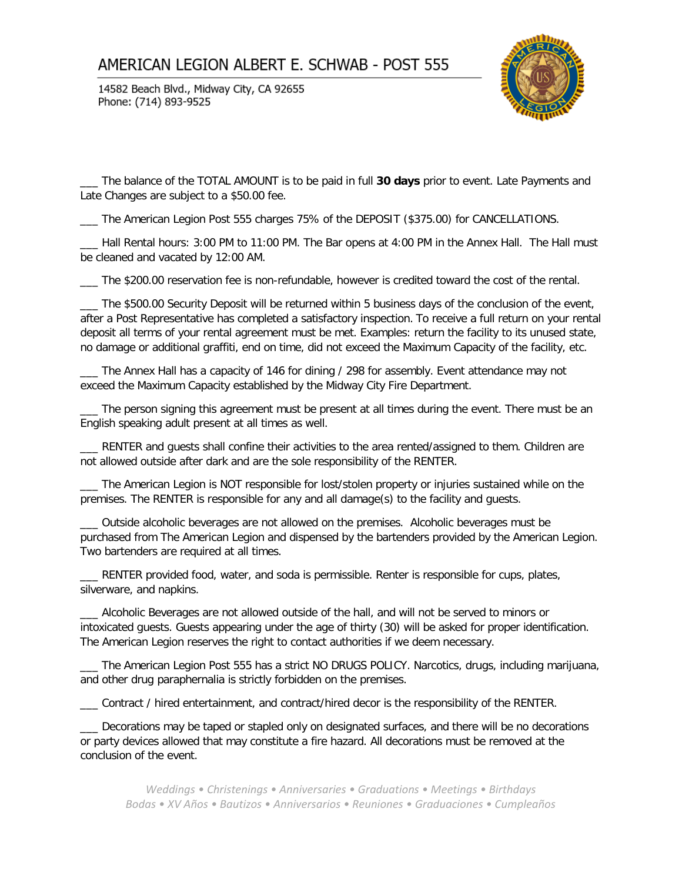___ The balance of the TOTAL AMOUNT is to be paid in full **30 days** prior to event. Late Payments and Late Changes are subject to a $50.00 fee.

___ The American Legion Post 555 charges 75% of the DEPOSIT ($375.00) for CANCELLATIONS.

___ Hall Rental hours: 3:00 PM to 11:00 PM. The Bar opens at 4:00 PM in the Annex Hall. The Hall must be cleaned and vacated by 12:00 AM.

___ The $200.00 reservation fee is non-refundable, however is credited toward the cost of the rental.

___ The $500.00 Security Deposit will be returned within 5 business days of the conclusion of the event, after a Post Representative has completed a satisfactory inspection. To receive a full return on your rental deposit all terms of your rental agreement must be met. Examples: return the facility to its unused state, no damage or additional graffiti, end on time, did not exceed the Maximum Capacity of the facility, etc.

___ The Annex Hall has a capacity of 146 for dining / 298 for assembly. Event attendance may not exceed the Maximum Capacity established by the Midway City Fire Department.

___ The person signing this agreement must be present at all times during the event. There must be an English speaking adult present at all times as well.

___ RENTER and guests shall confine their activities to the area rented/assigned to them. Children are not allowed outside after dark and are the sole responsibility of the RENTER.

___ The American Legion is NOT responsible for lost/stolen property or injuries sustained while on the premises. The RENTER is responsible for any and all damage(s) to the facility and guests.

___ Outside alcoholic beverages are not allowed on the premises. Alcoholic beverages must be purchased from The American Legion and dispensed by the bartenders provided by the American Legion. Two bartenders are required at all times.

___ RENTER provided food, water, and soda is permissible. Renter is responsible for cups, plates, silverware, and napkins.

___ Alcoholic Beverages are not allowed outside of the hall, and will not be served to minors or intoxicated guests. Guests appearing under the age of thirty (30) will be asked for proper identification. The American Legion reserves the right to contact authorities if we deem necessary.

___ The American Legion Post 555 has a strict NO DRUGS POLICY. Narcotics, drugs, including marijuana, and other drug paraphernalia is strictly forbidden on the premises.

___ Contract / hired entertainment, and contract/hired decor is the responsibility of the RENTER.

___ Decorations may be taped or stapled only on designated surfaces, and there will be no decorations or party devices allowed that may constitute a fire hazard. All decorations must be removed at the conclusion of the event.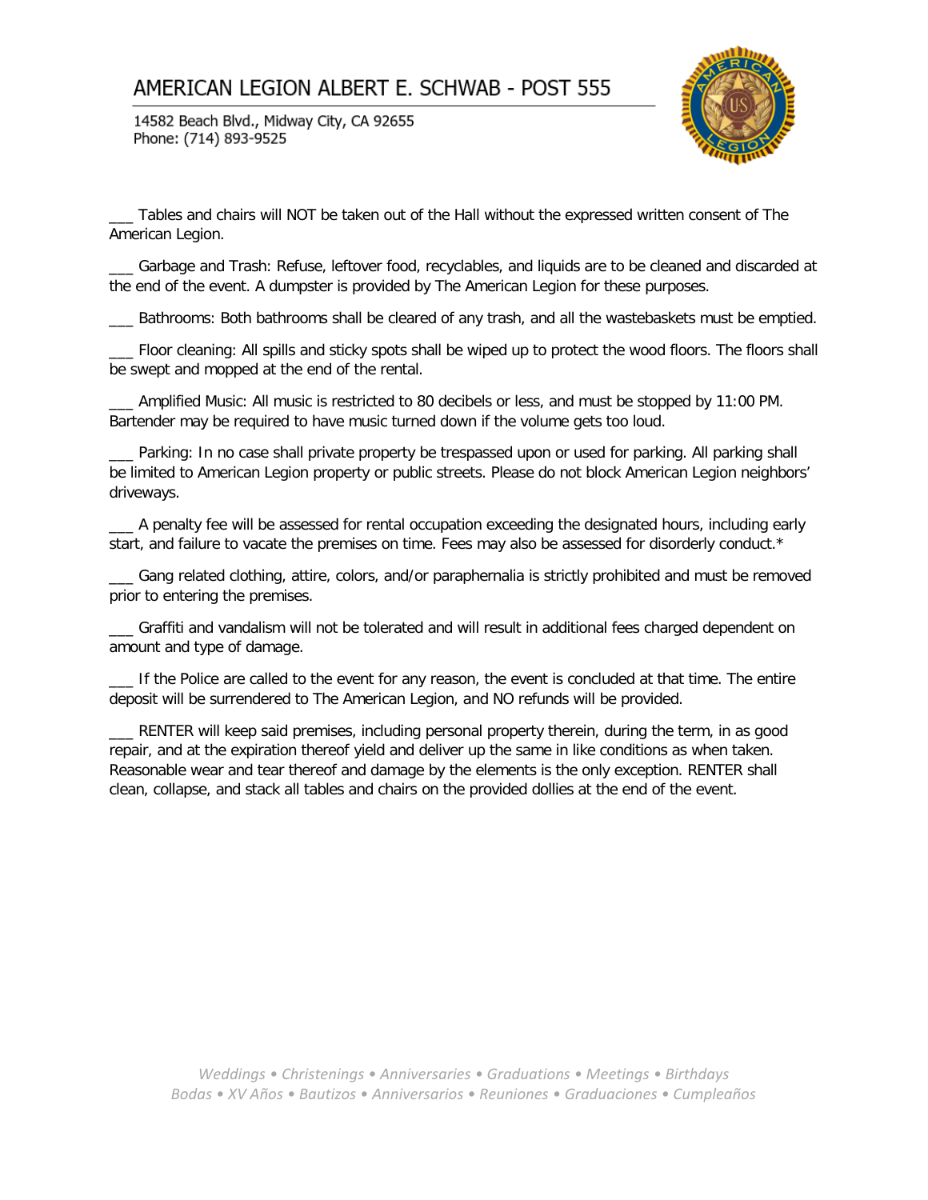___ Tables and chairs will NOT be taken out of the Hall without the expressed written consent of The American Legion.

___ Garbage and Trash: Refuse, leftover food, recyclables, and liquids are to be cleaned and discarded at the end of the event. A dumpster is provided by The American Legion for these purposes.

___ Bathrooms: Both bathrooms shall be cleared of any trash, and all the wastebaskets must be emptied.

___ Floor cleaning: All spills and sticky spots shall be wiped up to protect the wood floors. The floors shall be swept and mopped at the end of the rental.

___ Amplified Music: All music is restricted to 80 decibels or less, and must be stopped by 11:00 PM. Bartender may be required to have music turned down if the volume gets too loud.

___ Parking: In no case shall private property be trespassed upon or used for parking. All parking shall be limited to American Legion property or public streets. Please do not block American Legion neighbors' driveways.

___ A penalty fee will be assessed for rental occupation exceeding the designated hours, including early start, and failure to vacate the premises on time. Fees may also be assessed for disorderly conduct.*

___ Gang related clothing, attire, colors, and/or paraphernalia is strictly prohibited and must be removed prior to entering the premises.

___ Graffiti and vandalism will not be tolerated and will result in additional fees charged dependent on amount and type of damage.

___ If the Police are called to the event for any reason, the event is concluded at that time. The entire deposit will be surrendered to The American Legion, and NO refunds will be provided.

___ RENTER will keep said premises, including personal property therein, during the term, in as good repair, and at the expiration thereof yield and deliver up the same in like conditions as when taken. Reasonable wear and tear thereof and damage by the elements is the only exception. RENTER shall clean, collapse, and stack all tables and chairs on the provided dollies at the end of the event.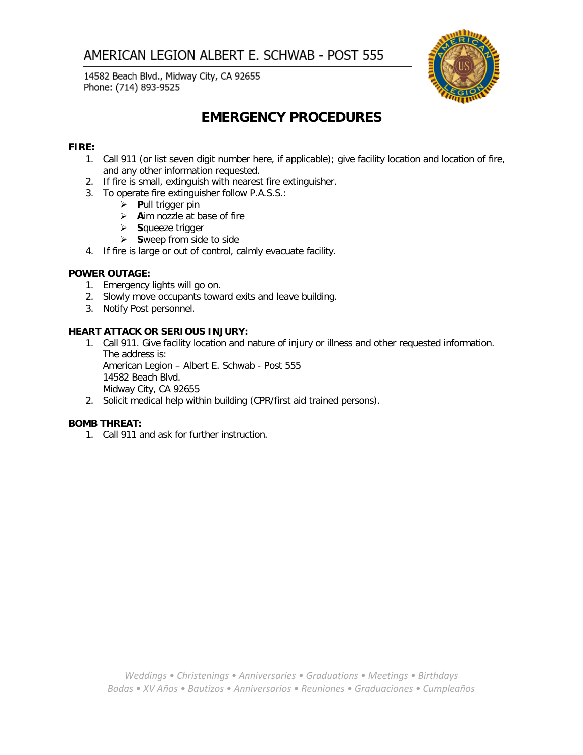# AMERICAN LEGION ALBERT E. SCHWAB - POST 555

14582 Beach Blvd., Midway City, CA 92655
Phone: (714) 893-9525

## EMERGENCY PROCEDURES

**FIRE:**

1. Call 911 (or list seven digit number here, if applicable); give facility location and location of fire, and any other information requested.
2. If fire is small, extinguish with nearest fire extinguisher.
3. To operate fire extinguisher follow P.A.S.S.:
   - **P**ull trigger pin
   - **A**im nozzle at base of fire
   - **S**queeze trigger
   - **S**weep from side to side
4. If fire is large or out of control, calmly evacuate facility.

**POWER OUTAGE:**

1. Emergency lights will go on.
2. Slowly move occupants toward exits and leave building.
3. Notify Post personnel.

**HEART ATTACK OR SERIOUS INJURY:**

1. Call 911. Give facility location and nature of injury or illness and other requested information. The address is:
   American Legion – Albert E. Schwab - Post 555
   14582 Beach Blvd.
   Midway City, CA 92655
2. Solicit medical help within building (CPR/first aid trained persons).

**BOMB THREAT:**

1. Call 911 and ask for further instruction.

*Weddings • Christenings • Anniversaries • Graduations • Meetings • Birthdays*
*Bodas • XV Años • Bautizos • Anniversarios • Reuniones • Graduaciones • Cumpleaños*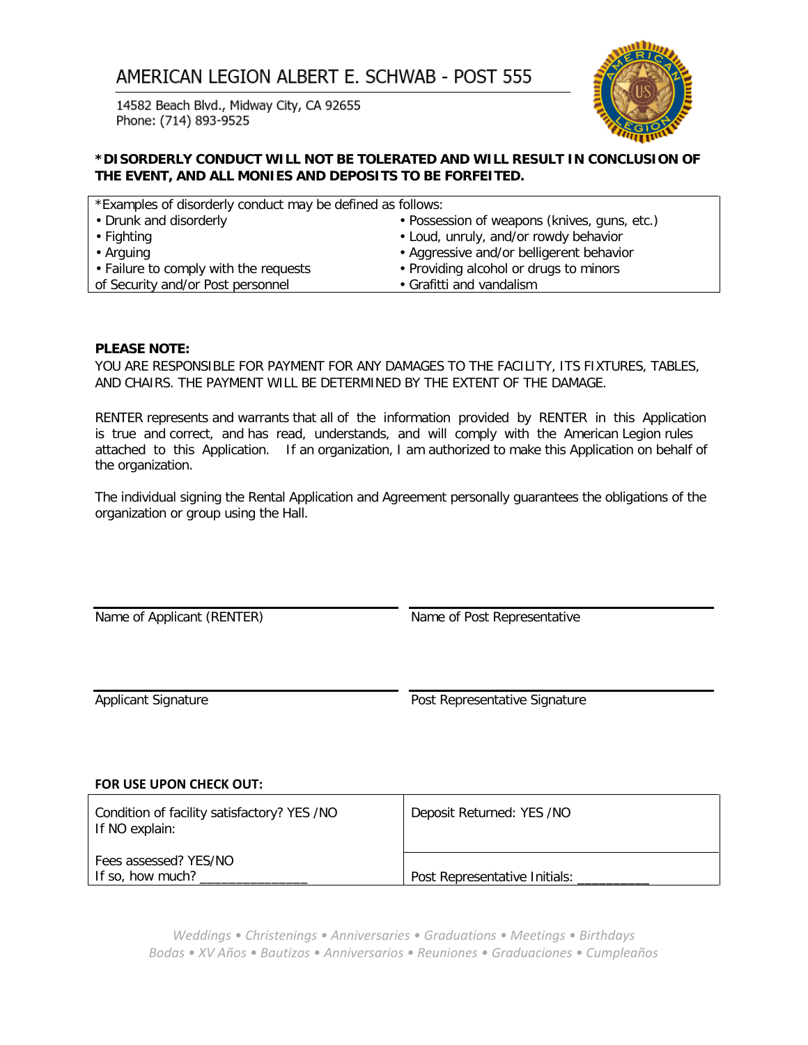# AMERICAN LEGION ALBERT E. SCHWAB - POST 555

14582 Beach Blvd., Midway City, CA 92655
Phone: (714) 893-9525

**\*DISORDERLY CONDUCT WILL NOT BE TOLERATED AND WILL RESULT IN CONCLUSION OF THE EVENT, AND ALL MONIES AND DEPOSITS TO BE FORFEITED.**

| | |
|---|---|
| *Examples of disorderly conduct may be defined as follows: | |
| • Drunk and disorderly | • Possession of weapons (knives, guns, etc.) |
| • Fighting | • Loud, unruly, and/or rowdy behavior |
| • Arguing | • Aggressive and/or belligerent behavior |
| • Failure to comply with the requests of Security and/or Post personnel | • Providing alcohol or drugs to minors |
| | • Grafitti and vandalism |

**PLEASE NOTE:**

YOU ARE RESPONSIBLE FOR PAYMENT FOR ANY DAMAGES TO THE FACILITY, ITS FIXTURES, TABLES, AND CHAIRS. THE PAYMENT WILL BE DETERMINED BY THE EXTENT OF THE DAMAGE.

RENTER represents and warrants that all of the information provided by RENTER in this Application is true and correct, and has read, understands, and will comply with the American Legion rules attached to this Application. If an organization, I am authorized to make this Application on behalf of the organization.

The individual signing the Rental Application and Agreement personally guarantees the obligations of the organization or group using the Hall.

______________________________ ______________________________
Name of Applicant (RENTER) Name of Post Representative

______________________________ ______________________________
Applicant Signature Post Representative Signature

**FOR USE UPON CHECK OUT:**

| | |
|---|---|
| Condition of facility satisfactory? YES /NO<br>If NO explain: | Deposit Returned: YES /NO |
| Fees assessed? YES/NO<br>If so, how much? ______________ | Post Representative Initials: _________ |

*Weddings • Christenings • Anniversaries • Graduations • Meetings • Birthdays*
*Bodas • XV Años • Bautizos • Anniversarios • Reuniones • Graduaciones • Cumpleaños*